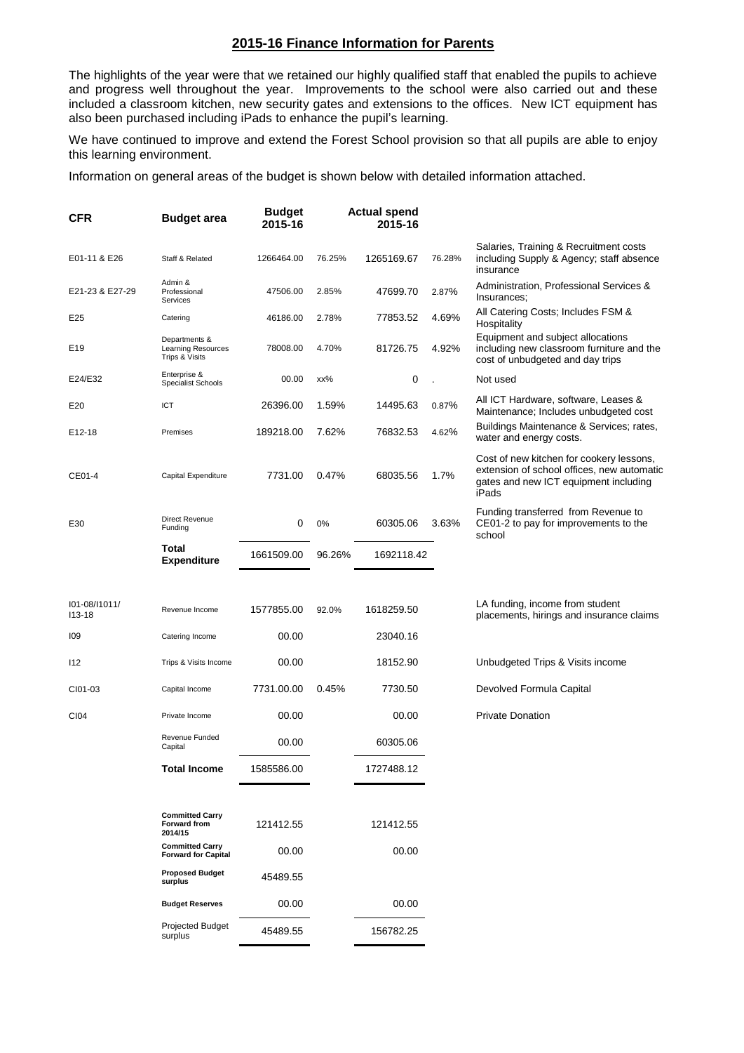## 2015-16 Finance Information for Parents

The highlights of the year were that we retained our highly qualified staff that enabled the pupils to achieve and progress well throughout the year. Improvements to the school were also carried out and these included a classroom kitchen, new security gates and extensions to the offices. New ICT equipment has also been purchased including iPads to enhance the pupil's learning.

We have continued to improve and extend the Forest School provision so that all pupils are able to enjoy this learning environment.

Information on general areas of the budget is shown below with detailed information attached.

| CFR | Budget area | Budget 2015-16 | | Actual spend 2015-16 | | |
|---|---|---|---|---|---|---|
| E01-11 & E26 | Staff & Related | 1266464.00 | 76.25% | 1265169.67 | 76.28% | Salaries, Training & Recruitment costs including Supply & Agency; staff absence insurance |
| E21-23 & E27-29 | Admin & Professional Services | 47506.00 | 2.85% | 47699.70 | 2.87% | Administration, Professional Services & Insurances; |
| E25 | Catering | 46186.00 | 2.78% | 77853.52 | 4.69% | All Catering Costs; Includes FSM & Hospitality |
| E19 | Departments & Learning Resources Trips & Visits | 78008.00 | 4.70% | 81726.75 | 4.92% | Equipment and subject allocations including new classroom furniture and the cost of unbudgeted and day trips |
| E24/E32 | Enterprise & Specialist Schools | 00.00 | xx% | 0 | . | Not used |
| E20 | ICT | 26396.00 | 1.59% | 14495.63 | 0.87% | All ICT Hardware, software, Leases & Maintenance; Includes unbudgeted cost |
| E12-18 | Premises | 189218.00 | 7.62% | 76832.53 | 4.62% | Buildings Maintenance & Services; rates, water and energy costs. |
| CE01-4 | Capital Expenditure | 7731.00 | 0.47% | 68035.56 | 1.7% | Cost of new kitchen for cookery lessons, extension of school offices, new automatic gates and new ICT equipment including iPads |
| E30 | Direct Revenue Funding | 0 | 0% | 60305.06 | 3.63% | Funding transferred from Revenue to CE01-2 to pay for improvements to the school |
| | **Total Expenditure** | 1661509.00 | 96.26% | 1692118.42 | | |
| I01-08/I1011/ I13-18 | Revenue Income | 1577855.00 | 92.0% | 1618259.50 | | LA funding, income from student placements, hirings and insurance claims |
| I09 | Catering Income | 00.00 | | 23040.16 | | |
| I12 | Trips & Visits Income | 00.00 | | 18152.90 | | Unbudgeted Trips & Visits income |
| CI01-03 | Capital Income | 7731.00.00 | 0.45% | 7730.50 | | Devolved Formula Capital |
| CI04 | Private Income | 00.00 | | 00.00 | | Private Donation |
| | Revenue Funded Capital | 00.00 | | 60305.06 | | |
| | **Total Income** | 1585586.00 | | 1727488.12 | | |
| | **Committed Carry Forward from 2014/15** | 121412.55 | | 121412.55 | | |
| | **Committed Carry Forward for Capital** | 00.00 | | 00.00 | | |
| | **Proposed Budget surplus** | 45489.55 | | | | |
| | **Budget Reserves** | 00.00 | | 00.00 | | |
| | Projected Budget surplus | 45489.55 | | 156782.25 | | |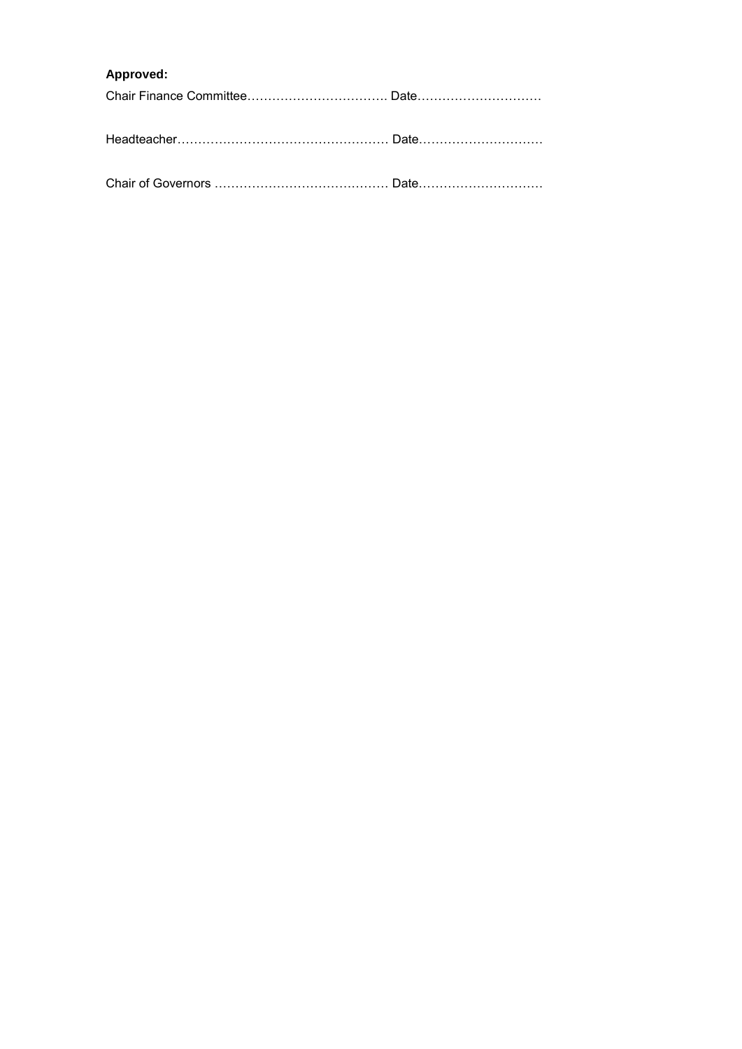**Approved:**

Chair Finance Committee……………………………. Date…………………………

Headteacher…………………………………………… Date…………………………

Chair of Governors …………………………………… Date…………………………